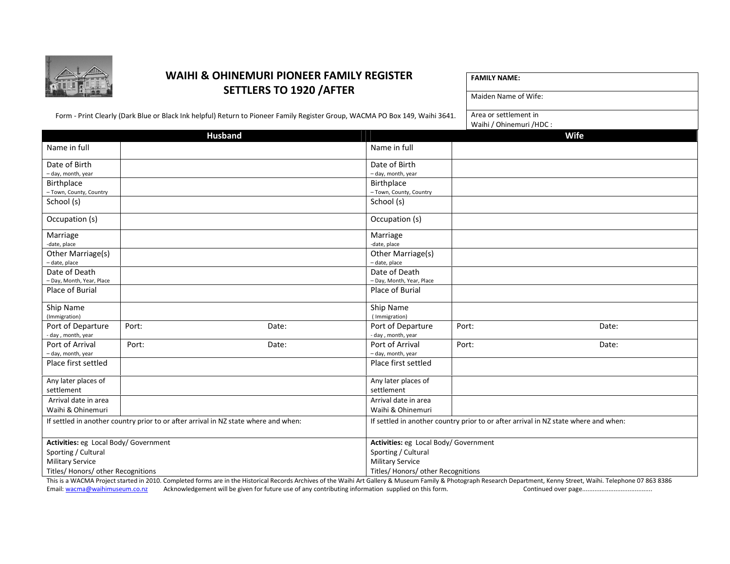# WAIHI & OHINEMURI PIONEER FAMILY REGISTER
## SETTLERS TO 1920 /AFTER

| **FAMILY NAME:** |
|---|
| Maiden Name of Wife: |
| Area or settlement in Waihi / Ohinemuri /HDC : |

Form - Print Clearly (Dark Blue or Black Ink helpful) Return to Pioneer Family Register Group, WACMA PO Box 149, Waihi 3641.

| **Husband** | | | **Wife** | | |
|---|---|---|---|---|---|
| Name in full | | | Name in full | | |
| Date of Birth – day, month, year | | | Date of Birth – day, month, year | | |
| Birthplace – Town, County, Country | | | Birthplace – Town, County, Country | | |
| School (s) | | | School (s) | | |
| Occupation (s) | | | Occupation (s) | | |
| Marriage -date, place | | | Marriage -date, place | | |
| Other Marriage(s) – date, place | | | Other Marriage(s) – date, place | | |
| Date of Death – Day, Month, Year, Place | | | Date of Death – Day, Month, Year, Place | | |
| Place of Burial | | | Place of Burial | | |
| Ship Name (Immigration) | | | Ship Name ( Immigration) | | |
| Port of Departure - day , month, year | Port: | Date: | Port of Departure - day , month, year | Port: | Date: |
| Port of Arrival – day, month, year | Port: | Date: | Port of Arrival – day, month, year | Port: | Date: |
| Place first settled | | | Place first settled | | |
| Any later places of settlement | | | Any later places of settlement | | |
| Arrival date in area Waihi & Ohinemuri | | | Arrival date in area Waihi & Ohinemuri | | |
| If settled in another country prior to or after arrival in NZ state where and when: | | | If settled in another country prior to or after arrival in NZ state where and when: | | |
| **Activities:** eg Local Body/ Government<br>Sporting / Cultural<br>Military Service<br>Titles/ Honors/ other Recognitions | | | **Activities:** eg Local Body/ Government<br>Sporting / Cultural<br>Military Service<br>Titles/ Honors/ other Recognitions | | |

This is a WACMA Project started in 2010. Completed forms are in the Historical Records Archives of the Waihi Art Gallery & Museum Family & Photograph Research Department, Kenny Street, Waihi. Telephone 07 863 8386
Email: wacma@waihimuseum.co.nz Acknowledgement will be given for future use of any contributing information supplied on this form. Continued over page.......................................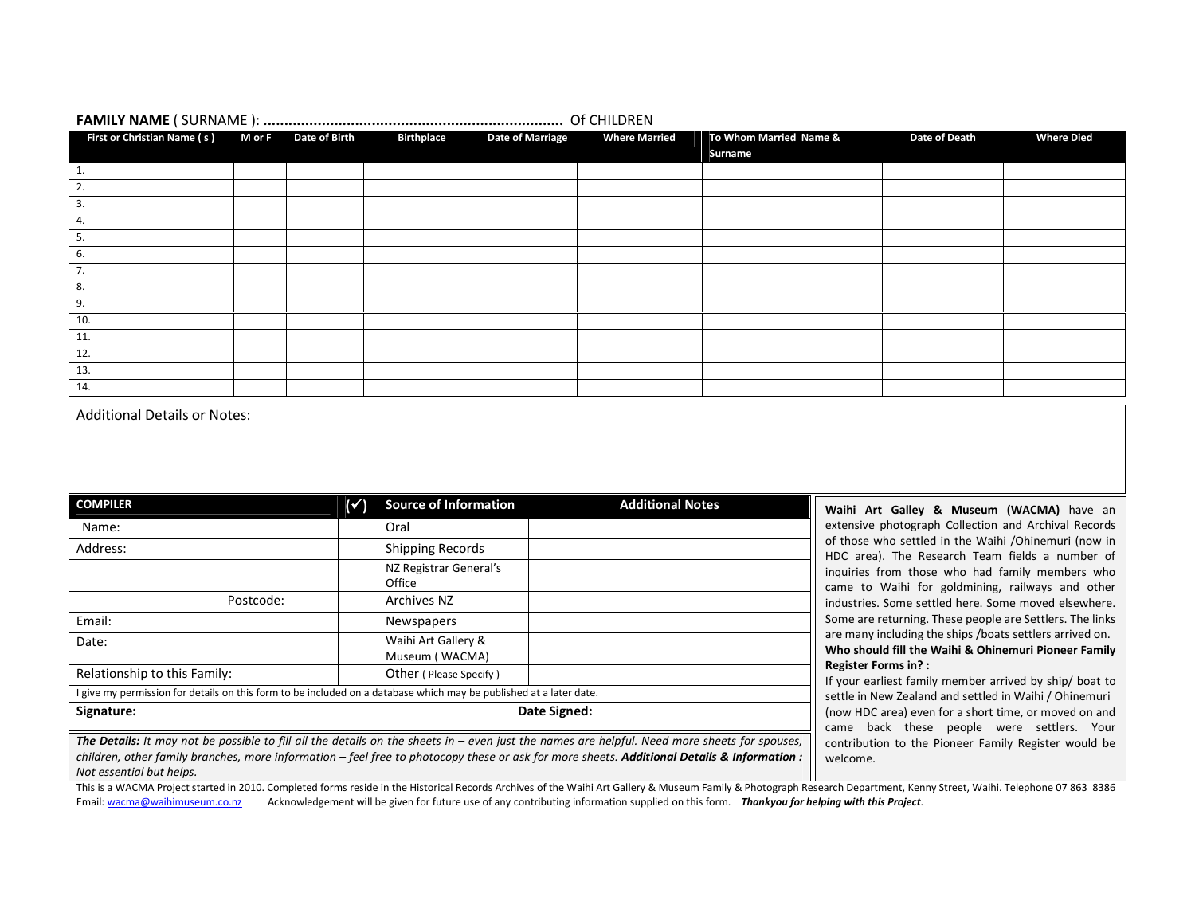**FAMILY NAME** ( SURNAME ): **.......................................................................** Of CHILDREN

| First or Christian Name ( s ) | M or F | Date of Birth | Birthplace | Date of Marriage | Where Married | To Whom Married Name & Surname | Date of Death | Where Died |
|---|---|---|---|---|---|---|---|---|
| 1. | | | | | | | | |
| 2. | | | | | | | | |
| 3. | | | | | | | | |
| 4. | | | | | | | | |
| 5. | | | | | | | | |
| 6. | | | | | | | | |
| 7. | | | | | | | | |
| 8. | | | | | | | | |
| 9. | | | | | | | | |
| 10. | | | | | | | | |
| 11. | | | | | | | | |
| 12. | | | | | | | | |
| 13. | | | | | | | | |
| 14. | | | | | | | | |

Additional Details or Notes:

| COMPILER | (✓) | Source of Information | Additional Notes |
|---|---|---|---|
| Name: | | Oral | |
| Address: | | Shipping Records | |
| | | NZ Registrar General's Office | |
| Postcode: | | Archives NZ | |
| Email: | | Newspapers | |
| Date: | | Waihi Art Gallery & Museum ( WACMA) | |
| Relationship to this Family: | | Other ( Please Specify ) | |

I give my permission for details on this form to be included on a database which may be published at a later date.

**Signature:** **Date Signed:**

***The Details:*** *It may not be possible to fill all the details on the sheets in – even just the names are helpful. Need more sheets for spouses, children, other family branches, more information – feel free to photocopy these or ask for more sheets.* ***Additional Details & Information :*** *Not essential but helps.*

**Waihi Art Galley & Museum (WACMA)** have an extensive photograph Collection and Archival Records of those who settled in the Waihi /Ohinemuri (now in HDC area). The Research Team fields a number of inquiries from those who had family members who came to Waihi for goldmining, railways and other industries. Some settled here. Some moved elsewhere. Some are returning. These people are Settlers. The links are many including the ships /boats settlers arrived on.

**Who should fill the Waihi & Ohinemuri Pioneer Family Register Forms in? :**

If your earliest family member arrived by ship/ boat to settle in New Zealand and settled in Waihi / Ohinemuri (now HDC area) even for a short time, or moved on and came back these people were settlers. Your contribution to the Pioneer Family Register would be welcome.

This is a WACMA Project started in 2010. Completed forms reside in the Historical Records Archives of the Waihi Art Gallery & Museum Family & Photograph Research Department, Kenny Street, Waihi. Telephone 07 863 8386 Email: wacma@waihimuseum.co.nz Acknowledgement will be given for future use of any contributing information supplied on this form. ***Thankyou for helping with this Project***.